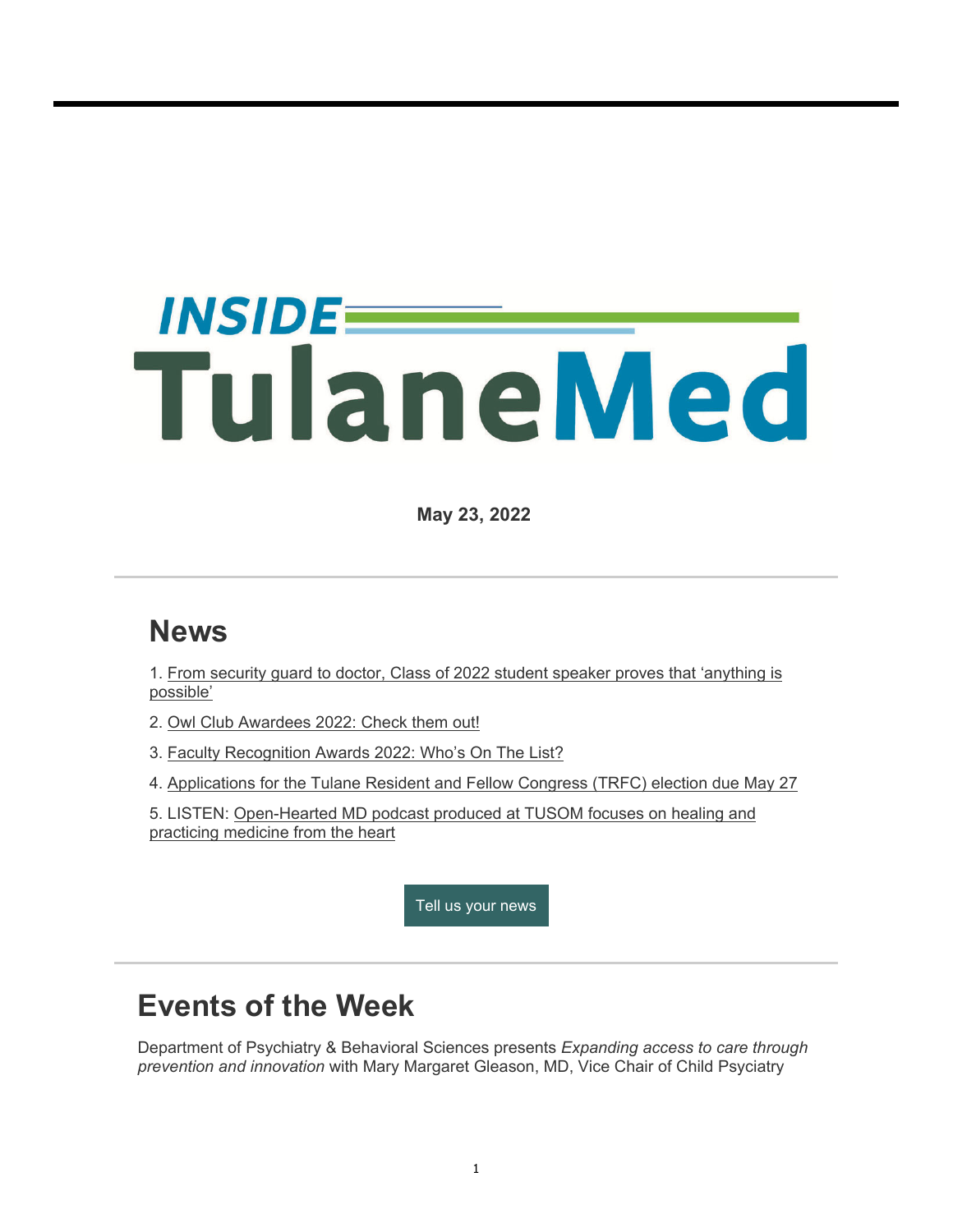# INSIDE TulaneMed

**May 23, 2022**

## News

1. From security guard to doctor, Class of 2022 student speaker proves that 'anything is possible'
2. Owl Club Awardees 2022: Check them out!
3. Faculty Recognition Awards 2022: Who's On The List?
4. Applications for the Tulane Resident and Fellow Congress (TRFC) election due May 27
5. LISTEN: Open-Hearted MD podcast produced at TUSOM focuses on healing and practicing medicine from the heart

Tell us your news

## Events of the Week

Department of Psychiatry & Behavioral Sciences presents *Expanding access to care through prevention and innovation* with Mary Margaret Gleason, MD, Vice Chair of Child Psyciatry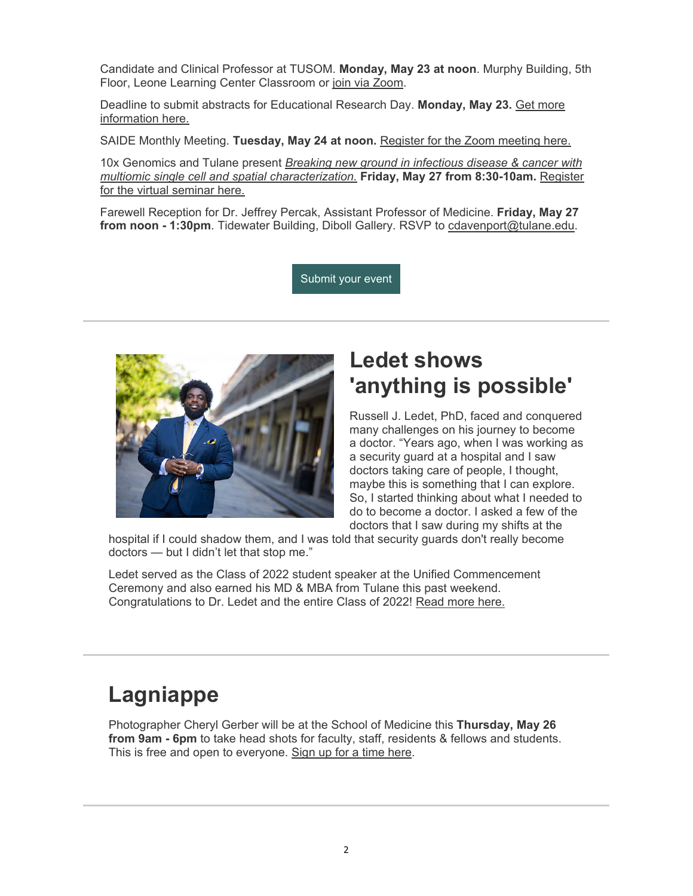Candidate and Clinical Professor at TUSOM. **Monday, May 23 at noon**. Murphy Building, 5th Floor, Leone Learning Center Classroom or join via Zoom.

Deadline to submit abstracts for Educational Research Day. **Monday, May 23.** Get more information here.

SAIDE Monthly Meeting. **Tuesday, May 24 at noon.** Register for the Zoom meeting here.

10x Genomics and Tulane present *Breaking new ground in infectious disease & cancer with multiomic single cell and spatial characterization.* **Friday, May 27 from 8:30-10am.** Register for the virtual seminar here.

Farewell Reception for Dr. Jeffrey Percak, Assistant Professor of Medicine. **Friday, May 27 from noon - 1:30pm**. Tidewater Building, Diboll Gallery. RSVP to cdavenport@tulane.edu.

Submit your event

---

## Ledet shows 'anything is possible'

Russell J. Ledet, PhD, faced and conquered many challenges on his journey to become a doctor. "Years ago, when I was working as a security guard at a hospital and I saw doctors taking care of people, I thought, maybe this is something that I can explore. So, I started thinking about what I needed to do to become a doctor. I asked a few of the doctors that I saw during my shifts at the hospital if I could shadow them, and I was told that security guards don't really become doctors — but I didn't let that stop me."

Ledet served as the Class of 2022 student speaker at the Unified Commencement Ceremony and also earned his MD & MBA from Tulane this past weekend. Congratulations to Dr. Ledet and the entire Class of 2022! Read more here.

---

## Lagniappe

Photographer Cheryl Gerber will be at the School of Medicine this **Thursday, May 26 from 9am - 6pm** to take head shots for faculty, staff, residents & fellows and students. This is free and open to everyone. Sign up for a time here.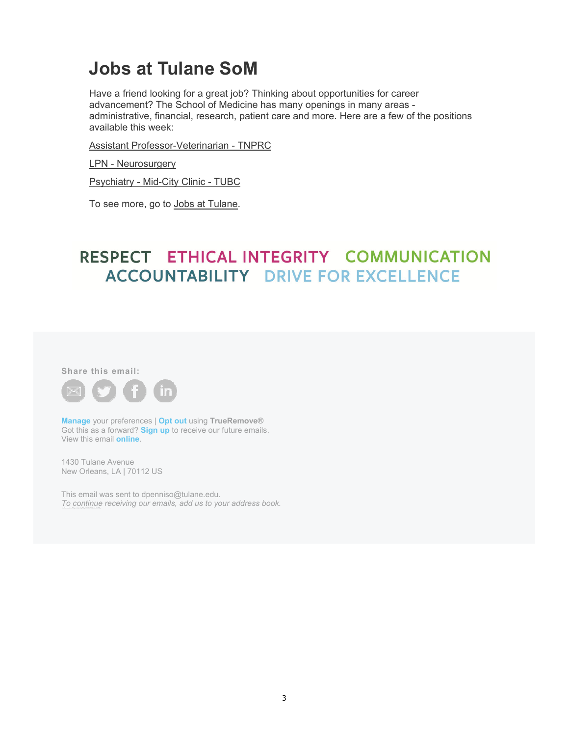# Jobs at Tulane SoM

Have a friend looking for a great job? Thinking about opportunities for career advancement? The School of Medicine has many openings in many areas - administrative, financial, research, patient care and more. Here are a few of the positions available this week:

Assistant Professor-Veterinarian - TNPRC

LPN - Neurosurgery

Psychiatry - Mid-City Clinic - TUBC

To see more, go to Jobs at Tulane.

RESPECT ETHICAL INTEGRITY COMMUNICATION
ACCOUNTABILITY DRIVE FOR EXCELLENCE

Share this email:

**Manage** your preferences | **Opt out** using **TrueRemove®**
Got this as a forward? **Sign up** to receive our future emails.
View this email **online**.

1430 Tulane Avenue
New Orleans, LA | 70112 US

This email was sent to dpenniso@tulane.edu.
*To continue receiving our emails, add us to your address book.*